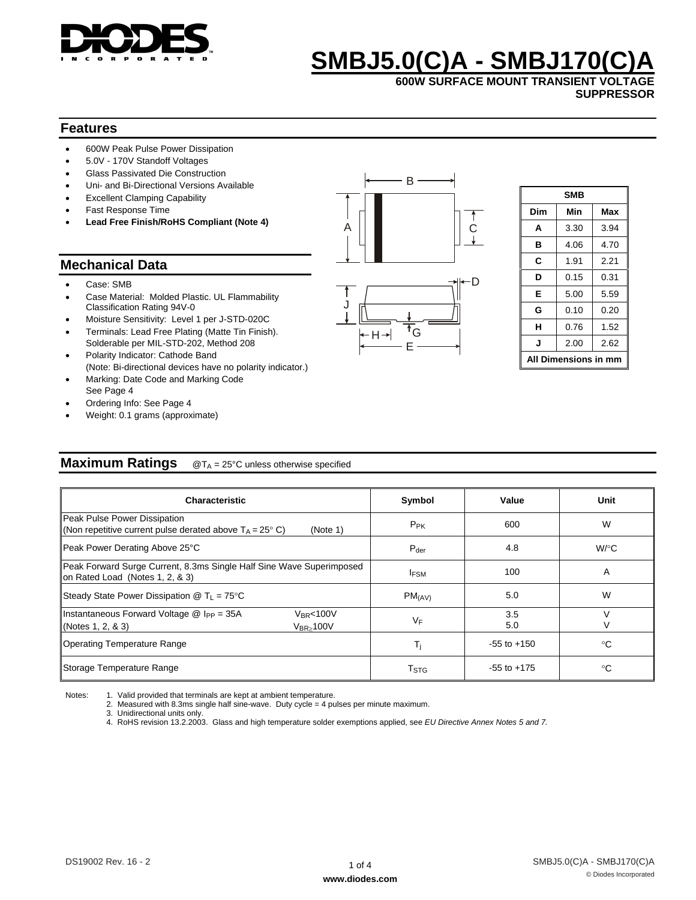# SMBJ5.0(C)A - SMBJ170(C)A

**600W SURFACE MOUNT TRANSIENT VOLTAGE SUPPRESSOR**

## Features

- 600W Peak Pulse Power Dissipation
- 5.0V - 170V Standoff Voltages
- Glass Passivated Die Construction
- Uni- and Bi-Directional Versions Available
- Excellent Clamping Capability
- Fast Response Time
- **Lead Free Finish/RoHS Compliant (Note 4)**

## Mechanical Data

- Case: SMB
- Case Material: Molded Plastic. UL Flammability Classification Rating 94V-0
- Moisture Sensitivity: Level 1 per J-STD-020C
- Terminals: Lead Free Plating (Matte Tin Finish). Solderable per MIL-STD-202, Method 208
- Polarity Indicator: Cathode Band (Note: Bi-directional devices have no polarity indicator.)
- Marking: Date Code and Marking Code See Page 4
- Ordering Info: See Page 4
- Weight: 0.1 grams (approximate)

| SMB | | |
|---|---|---|
| Dim | Min | Max |
| A | 3.30 | 3.94 |
| B | 4.06 | 4.70 |
| C | 1.91 | 2.21 |
| D | 0.15 | 0.31 |
| E | 5.00 | 5.59 |
| G | 0.10 | 0.20 |
| H | 0.76 | 1.52 |
| J | 2.00 | 2.62 |
| All Dimensions in mm | | |

## Maximum Ratings

@$T_A$ = 25°C unless otherwise specified

| Characteristic | Symbol | Value | Unit |
|---|---|---|---|
| Peak Pulse Power Dissipation (Non repetitive current pulse derated above $T_A$ = 25° C) (Note 1) | $P_{PK}$ | 600 | W |
| Peak Power Derating Above 25°C | $P_{der}$ | 4.8 | W/°C |
| Peak Forward Surge Current, 8.3ms Single Half Sine Wave Superimposed on Rated Load (Notes 1, 2, & 3) | $I_{FSM}$ | 100 | A |
| Steady State Power Dissipation @ $T_L$ = 75°C | $PM_{(AV)}$ | 5.0 | W |
| Instantaneous Forward Voltage @ $I_{PP}$ = 35A (Notes 1, 2, & 3) $V_{BR}$<100V / $V_{BR}\geq$100V | $V_F$ | 3.5<br>5.0 | V<br>V |
| Operating Temperature Range | $T_j$ | -55 to +150 | °C |
| Storage Temperature Range | $T_{STG}$ | -55 to +175 | °C |

Notes:
1. Valid provided that terminals are kept at ambient temperature.
2. Measured with 8.3ms single half sine-wave. Duty cycle = 4 pulses per minute maximum.
3. Unidirectional units only.
4. RoHS revision 13.2.2003. Glass and high temperature solder exemptions applied, see *EU Directive Annex Notes 5 and 7.*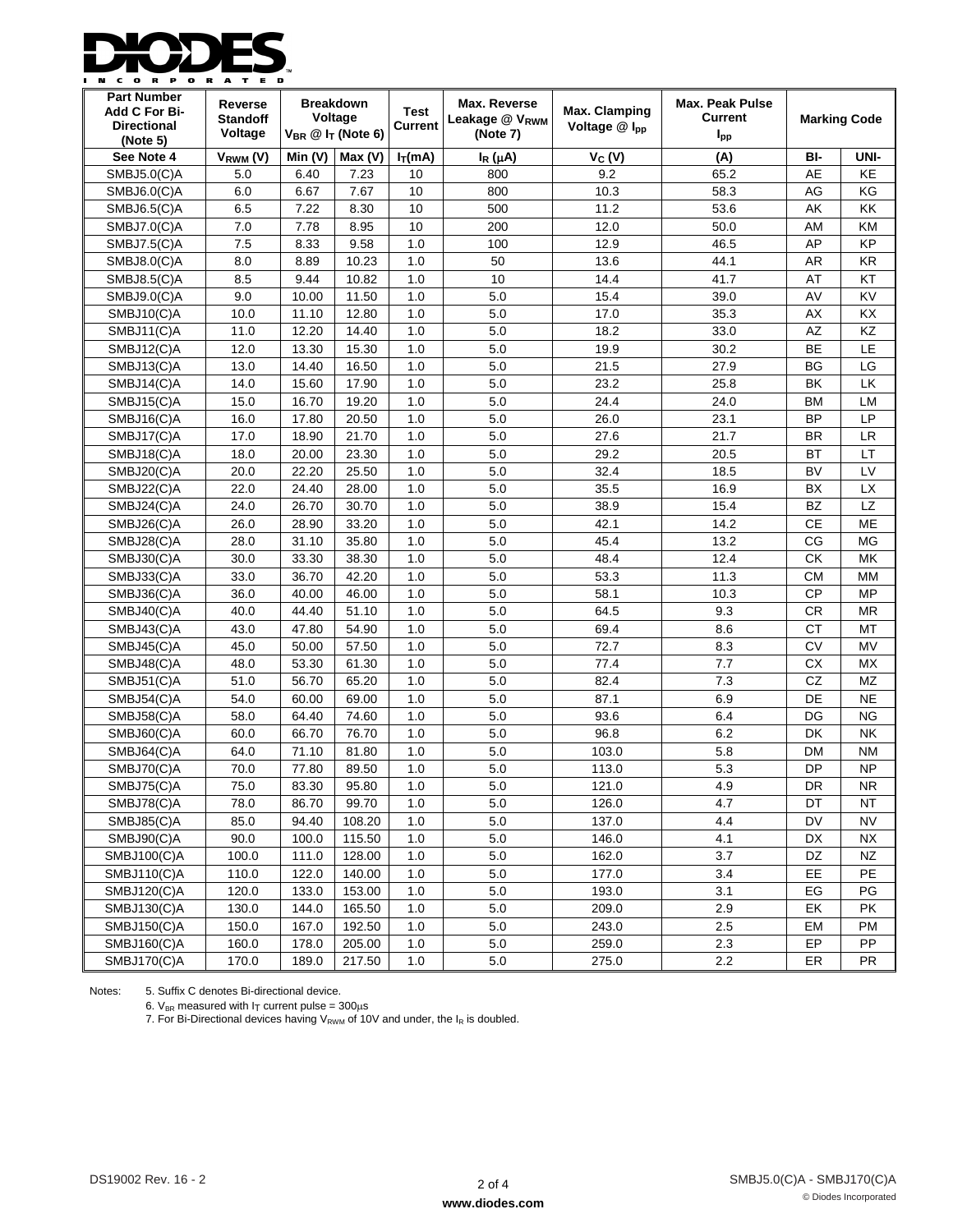| Part Number Add C For Bi-Directional (Note 5) | Reverse Standoff Voltage | Breakdown Voltage $V_{BR}$ @ $I_T$ (Note 6) | | Test Current | Max. Reverse Leakage @ $V_{RWM}$ (Note 7) | Max. Clamping Voltage @ $I_{pp}$ | Max. Peak Pulse Current $I_{pp}$ | Marking Code | |
|---|---|---|---|---|---|---|---|---|---|
| See Note 4 | $V_{RWM}$ (V) | Min (V) | Max (V) | $I_T$(mA) | $I_R$ (μA) | $V_C$ (V) | (A) | BI- | UNI- |
| SMBJ5.0(C)A | 5.0 | 6.40 | 7.23 | 10 | 800 | 9.2 | 65.2 | AE | KE |
| SMBJ6.0(C)A | 6.0 | 6.67 | 7.67 | 10 | 800 | 10.3 | 58.3 | AG | KG |
| SMBJ6.5(C)A | 6.5 | 7.22 | 8.30 | 10 | 500 | 11.2 | 53.6 | AK | KK |
| SMBJ7.0(C)A | 7.0 | 7.78 | 8.95 | 10 | 200 | 12.0 | 50.0 | AM | KM |
| SMBJ7.5(C)A | 7.5 | 8.33 | 9.58 | 1.0 | 100 | 12.9 | 46.5 | AP | KP |
| SMBJ8.0(C)A | 8.0 | 8.89 | 10.23 | 1.0 | 50 | 13.6 | 44.1 | AR | KR |
| SMBJ8.5(C)A | 8.5 | 9.44 | 10.82 | 1.0 | 10 | 14.4 | 41.7 | AT | KT |
| SMBJ9.0(C)A | 9.0 | 10.00 | 11.50 | 1.0 | 5.0 | 15.4 | 39.0 | AV | KV |
| SMBJ10(C)A | 10.0 | 11.10 | 12.80 | 1.0 | 5.0 | 17.0 | 35.3 | AX | KX |
| SMBJ11(C)A | 11.0 | 12.20 | 14.40 | 1.0 | 5.0 | 18.2 | 33.0 | AZ | KZ |
| SMBJ12(C)A | 12.0 | 13.30 | 15.30 | 1.0 | 5.0 | 19.9 | 30.2 | BE | LE |
| SMBJ13(C)A | 13.0 | 14.40 | 16.50 | 1.0 | 5.0 | 21.5 | 27.9 | BG | LG |
| SMBJ14(C)A | 14.0 | 15.60 | 17.90 | 1.0 | 5.0 | 23.2 | 25.8 | BK | LK |
| SMBJ15(C)A | 15.0 | 16.70 | 19.20 | 1.0 | 5.0 | 24.4 | 24.0 | BM | LM |
| SMBJ16(C)A | 16.0 | 17.80 | 20.50 | 1.0 | 5.0 | 26.0 | 23.1 | BP | LP |
| SMBJ17(C)A | 17.0 | 18.90 | 21.70 | 1.0 | 5.0 | 27.6 | 21.7 | BR | LR |
| SMBJ18(C)A | 18.0 | 20.00 | 23.30 | 1.0 | 5.0 | 29.2 | 20.5 | BT | LT |
| SMBJ20(C)A | 20.0 | 22.20 | 25.50 | 1.0 | 5.0 | 32.4 | 18.5 | BV | LV |
| SMBJ22(C)A | 22.0 | 24.40 | 28.00 | 1.0 | 5.0 | 35.5 | 16.9 | BX | LX |
| SMBJ24(C)A | 24.0 | 26.70 | 30.70 | 1.0 | 5.0 | 38.9 | 15.4 | BZ | LZ |
| SMBJ26(C)A | 26.0 | 28.90 | 33.20 | 1.0 | 5.0 | 42.1 | 14.2 | CE | ME |
| SMBJ28(C)A | 28.0 | 31.10 | 35.80 | 1.0 | 5.0 | 45.4 | 13.2 | CG | MG |
| SMBJ30(C)A | 30.0 | 33.30 | 38.30 | 1.0 | 5.0 | 48.4 | 12.4 | CK | MK |
| SMBJ33(C)A | 33.0 | 36.70 | 42.20 | 1.0 | 5.0 | 53.3 | 11.3 | CM | MM |
| SMBJ36(C)A | 36.0 | 40.00 | 46.00 | 1.0 | 5.0 | 58.1 | 10.3 | CP | MP |
| SMBJ40(C)A | 40.0 | 44.40 | 51.10 | 1.0 | 5.0 | 64.5 | 9.3 | CR | MR |
| SMBJ43(C)A | 43.0 | 47.80 | 54.90 | 1.0 | 5.0 | 69.4 | 8.6 | CT | MT |
| SMBJ45(C)A | 45.0 | 50.00 | 57.50 | 1.0 | 5.0 | 72.7 | 8.3 | CV | MV |
| SMBJ48(C)A | 48.0 | 53.30 | 61.30 | 1.0 | 5.0 | 77.4 | 7.7 | CX | MX |
| SMBJ51(C)A | 51.0 | 56.70 | 65.20 | 1.0 | 5.0 | 82.4 | 7.3 | CZ | MZ |
| SMBJ54(C)A | 54.0 | 60.00 | 69.00 | 1.0 | 5.0 | 87.1 | 6.9 | DE | NE |
| SMBJ58(C)A | 58.0 | 64.40 | 74.60 | 1.0 | 5.0 | 93.6 | 6.4 | DG | NG |
| SMBJ60(C)A | 60.0 | 66.70 | 76.70 | 1.0 | 5.0 | 96.8 | 6.2 | DK | NK |
| SMBJ64(C)A | 64.0 | 71.10 | 81.80 | 1.0 | 5.0 | 103.0 | 5.8 | DM | NM |
| SMBJ70(C)A | 70.0 | 77.80 | 89.50 | 1.0 | 5.0 | 113.0 | 5.3 | DP | NP |
| SMBJ75(C)A | 75.0 | 83.30 | 95.80 | 1.0 | 5.0 | 121.0 | 4.9 | DR | NR |
| SMBJ78(C)A | 78.0 | 86.70 | 99.70 | 1.0 | 5.0 | 126.0 | 4.7 | DT | NT |
| SMBJ85(C)A | 85.0 | 94.40 | 108.20 | 1.0 | 5.0 | 137.0 | 4.4 | DV | NV |
| SMBJ90(C)A | 90.0 | 100.0 | 115.50 | 1.0 | 5.0 | 146.0 | 4.1 | DX | NX |
| SMBJ100(C)A | 100.0 | 111.0 | 128.00 | 1.0 | 5.0 | 162.0 | 3.7 | DZ | NZ |
| SMBJ110(C)A | 110.0 | 122.0 | 140.00 | 1.0 | 5.0 | 177.0 | 3.4 | EE | PE |
| SMBJ120(C)A | 120.0 | 133.0 | 153.00 | 1.0 | 5.0 | 193.0 | 3.1 | EG | PG |
| SMBJ130(C)A | 130.0 | 144.0 | 165.50 | 1.0 | 5.0 | 209.0 | 2.9 | EK | PK |
| SMBJ150(C)A | 150.0 | 167.0 | 192.50 | 1.0 | 5.0 | 243.0 | 2.5 | EM | PM |
| SMBJ160(C)A | 160.0 | 178.0 | 205.00 | 1.0 | 5.0 | 259.0 | 2.3 | EP | PP |
| SMBJ170(C)A | 170.0 | 189.0 | 217.50 | 1.0 | 5.0 | 275.0 | 2.2 | ER | PR |

Notes: 5. Suffix C denotes Bi-directional device.
6. $V_{BR}$ measured with $I_T$ current pulse = 300μs
7. For Bi-Directional devices having $V_{RWM}$ of 10V and under, the $I_R$ is doubled.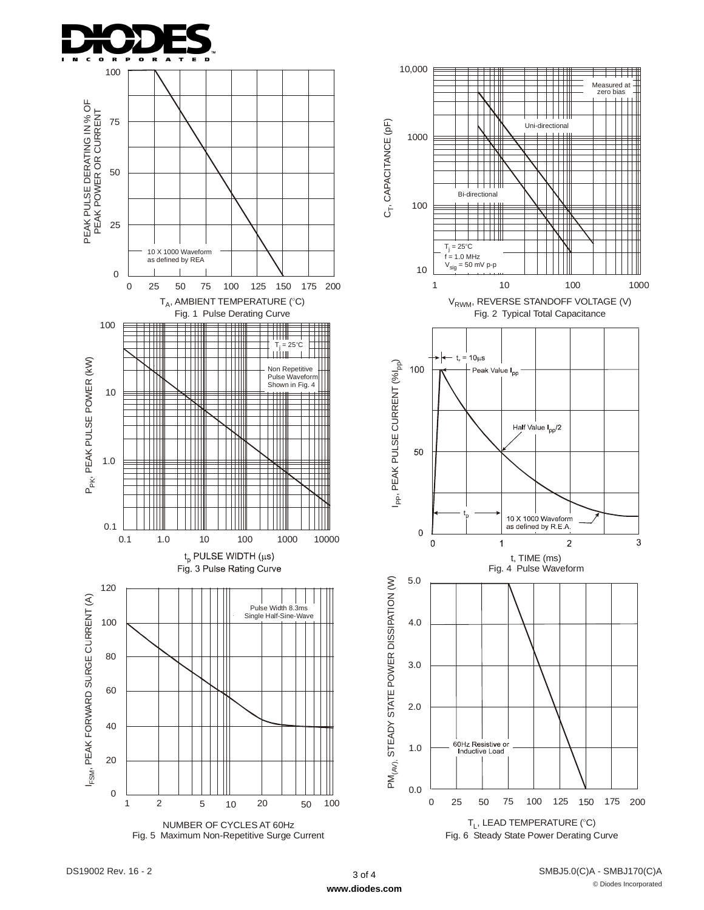PEAK PULSE DERATING IN % OF PEAK POWER OR CURRENT

10 X 1000 Waveform as defined by REA

$T_A$, AMBIENT TEMPERATURE (°C)

Fig. 1 Pulse Derating Curve

$C_T$, CAPACITANCE (pF)

Measured at zero bias

Uni-directional

Bi-directional

$T_j$ = 25°C
f = 1.0 MHz
$V_{sig}$ = 50 mV p-p

$V_{RWM}$, REVERSE STANDOFF VOLTAGE (V)

Fig. 2 Typical Total Capacitance

$P_{PK}$, PEAK PULSE POWER (kW)

$T_j$ = 25°C

Non Repetitive Pulse Waveform Shown in Fig. 4

$t_p$ PULSE WIDTH (μs)

Fig. 3 Pulse Rating Curve

$I_{PP}$, PEAK PULSE CURRENT (%$I_{PP}$)

$t_r$ = 10μs

Peak Value $I_{PP}$

Half Value $I_{PP}/2$

$t_p$

10 X 1000 Waveform as defined by R.E.A.

t, TIME (ms)

Fig. 4 Pulse Waveform

$I_{FSM}$, PEAK FORWARD SURGE CURRENT (A)

Pulse Width 8.3ms Single Half-Sine-Wave

NUMBER OF CYCLES AT 60Hz

Fig. 5 Maximum Non-Repetitive Surge Current

$PM_{(AV)}$, STEADY STATE POWER DISSIPATION (W)

60Hz Resistive or Inductive Load

$T_L$, LEAD TEMPERATURE (°C)

Fig. 6 Steady State Power Derating Curve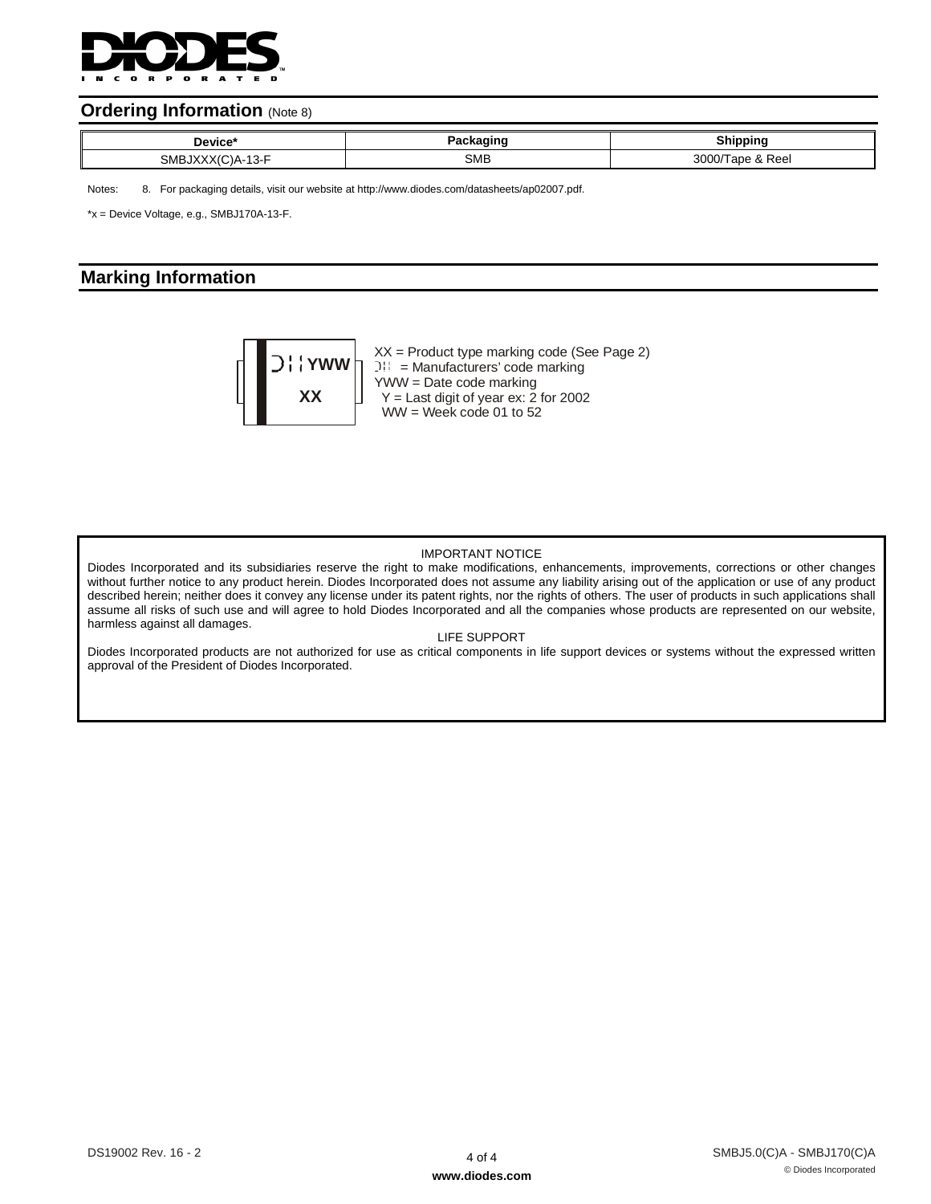## Ordering Information (Note 8)

| Device* | Packaging | Shipping |
|---|---|---|
| SMBJXXX(C)A-13-F | SMB | 3000/Tape & Reel |

Notes: 8. For packaging details, visit our website at http://www.diodes.com/datasheets/ap02007.pdf.

*x = Device Voltage, e.g., SMBJ170A-13-F.

## Marking Information

XX = Product type marking code (See Page 2)
= Manufacturers' code marking
YWW = Date code marking
Y = Last digit of year ex: 2 for 2002
WW = Week code 01 to 52

IMPORTANT NOTICE

Diodes Incorporated and its subsidiaries reserve the right to make modifications, enhancements, improvements, corrections or other changes without further notice to any product herein. Diodes Incorporated does not assume any liability arising out of the application or use of any product described herein; neither does it convey any license under its patent rights, nor the rights of others. The user of products in such applications shall assume all risks of such use and will agree to hold Diodes Incorporated and all the companies whose products are represented on our website, harmless against all damages.

LIFE SUPPORT

Diodes Incorporated products are not authorized for use as critical components in life support devices or systems without the expressed written approval of the President of Diodes Incorporated.